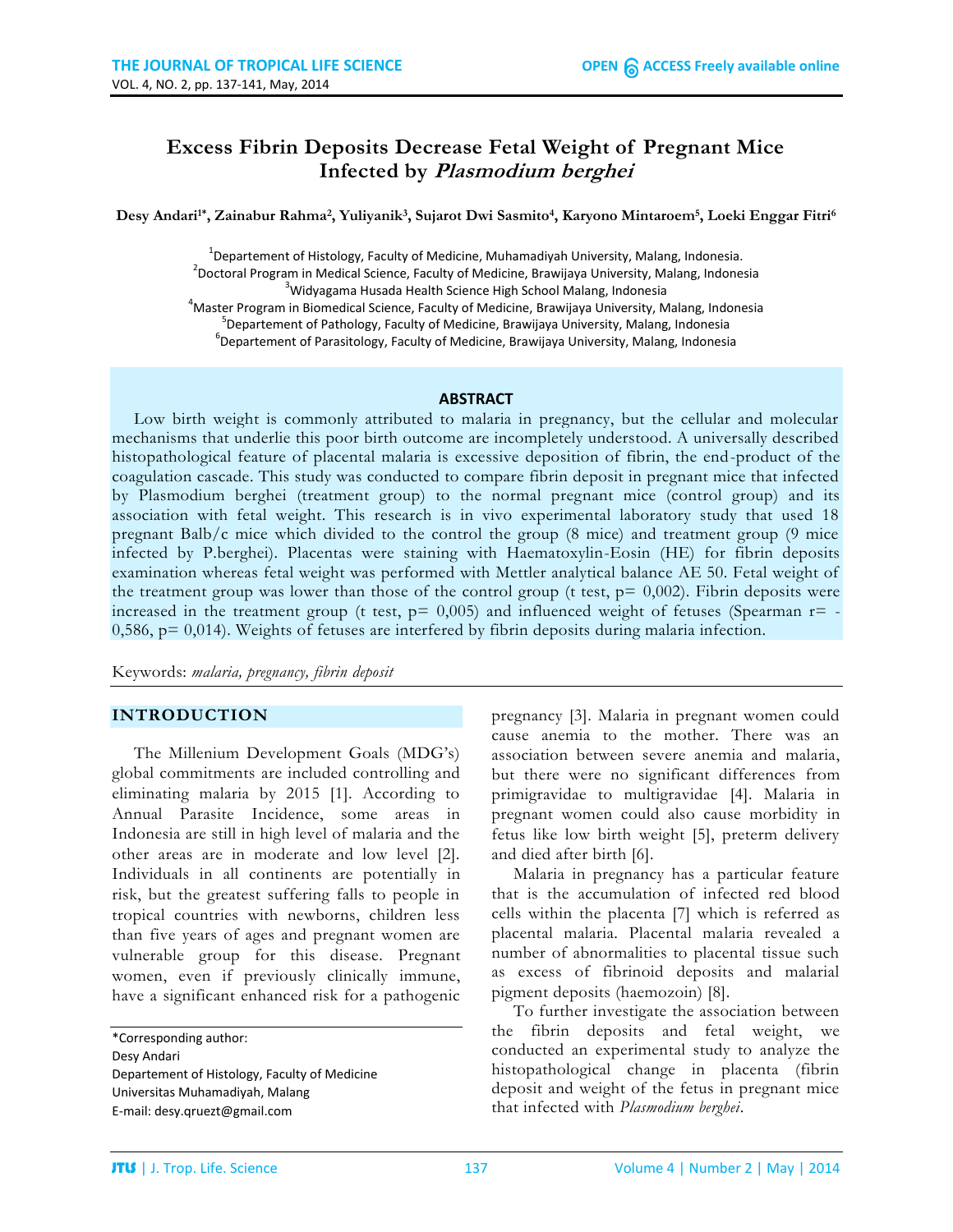# Excess Fibrin Deposits Decrease Fetal Weight of Pregnant Mice Infected by *Plasmodium berghei*

**Desy Andari[1]\*, Zainabur Rahma[2], Yuliyanik[3], Sujarot Dwi Sasmito[4], Karyono Mintaroem[5], Loeki Enggar Fitri[6]**

[1]Departement of Histology, Faculty of Medicine, Muhamadiyah University, Malang, Indonesia.
[2]Doctoral Program in Medical Science, Faculty of Medicine, Brawijaya University, Malang, Indonesia
[3]Widyagama Husada Health Science High School Malang, Indonesia
[4]Master Program in Biomedical Science, Faculty of Medicine, Brawijaya University, Malang, Indonesia
[5]Departement of Pathology, Faculty of Medicine, Brawijaya University, Malang, Indonesia
[6]Departement of Parasitology, Faculty of Medicine, Brawijaya University, Malang, Indonesia

## ABSTRACT

Low birth weight is commonly attributed to malaria in pregnancy, but the cellular and molecular mechanisms that underlie this poor birth outcome are incompletely understood. A universally described histopathological feature of placental malaria is excessive deposition of fibrin, the end-product of the coagulation cascade. This study was conducted to compare fibrin deposit in pregnant mice that infected by Plasmodium berghei (treatment group) to the normal pregnant mice (control group) and its association with fetal weight. This research is in vivo experimental laboratory study that used 18 pregnant Balb/c mice which divided to the control the group (8 mice) and treatment group (9 mice infected by P.berghei). Placentas were staining with Haematoxylin-Eosin (HE) for fibrin deposits examination whereas fetal weight was performed with Mettler analytical balance AE 50. Fetal weight of the treatment group was lower than those of the control group (t test, p= 0,002). Fibrin deposits were increased in the treatment group (t test, p= 0,005) and influenced weight of fetuses (Spearman r= -0,586, p= 0,014). Weights of fetuses are interfered by fibrin deposits during malaria infection.

Keywords: *malaria, pregnancy, fibrin deposit*

## INTRODUCTION

The Millenium Development Goals (MDG's) global commitments are included controlling and eliminating malaria by 2015 [1]. According to Annual Parasite Incidence, some areas in Indonesia are still in high level of malaria and the other areas are in moderate and low level [2]. Individuals in all continents are potentially in risk, but the greatest suffering falls to people in tropical countries with newborns, children less than five years of ages and pregnant women are vulnerable group for this disease. Pregnant women, even if previously clinically immune, have a significant enhanced risk for a pathogenic pregnancy [3]. Malaria in pregnant women could cause anemia to the mother. There was an association between severe anemia and malaria, but there were no significant differences from primigravidae to multigravidae [4]. Malaria in pregnant women could also cause morbidity in fetus like low birth weight [5], preterm delivery and died after birth [6].

Malaria in pregnancy has a particular feature that is the accumulation of infected red blood cells within the placenta [7] which is referred as placental malaria. Placental malaria revealed a number of abnormalities to placental tissue such as excess of fibrinoid deposits and malarial pigment deposits (haemozoin) [8].

To further investigate the association between the fibrin deposits and fetal weight, we conducted an experimental study to analyze the histopathological change in placenta (fibrin deposit and weight of the fetus in pregnant mice that infected with *Plasmodium berghei*.

\*Corresponding author:
Desy Andari
Departement of Histology, Faculty of Medicine
Universitas Muhamadiyah, Malang
E-mail: desy.qruezt@gmail.com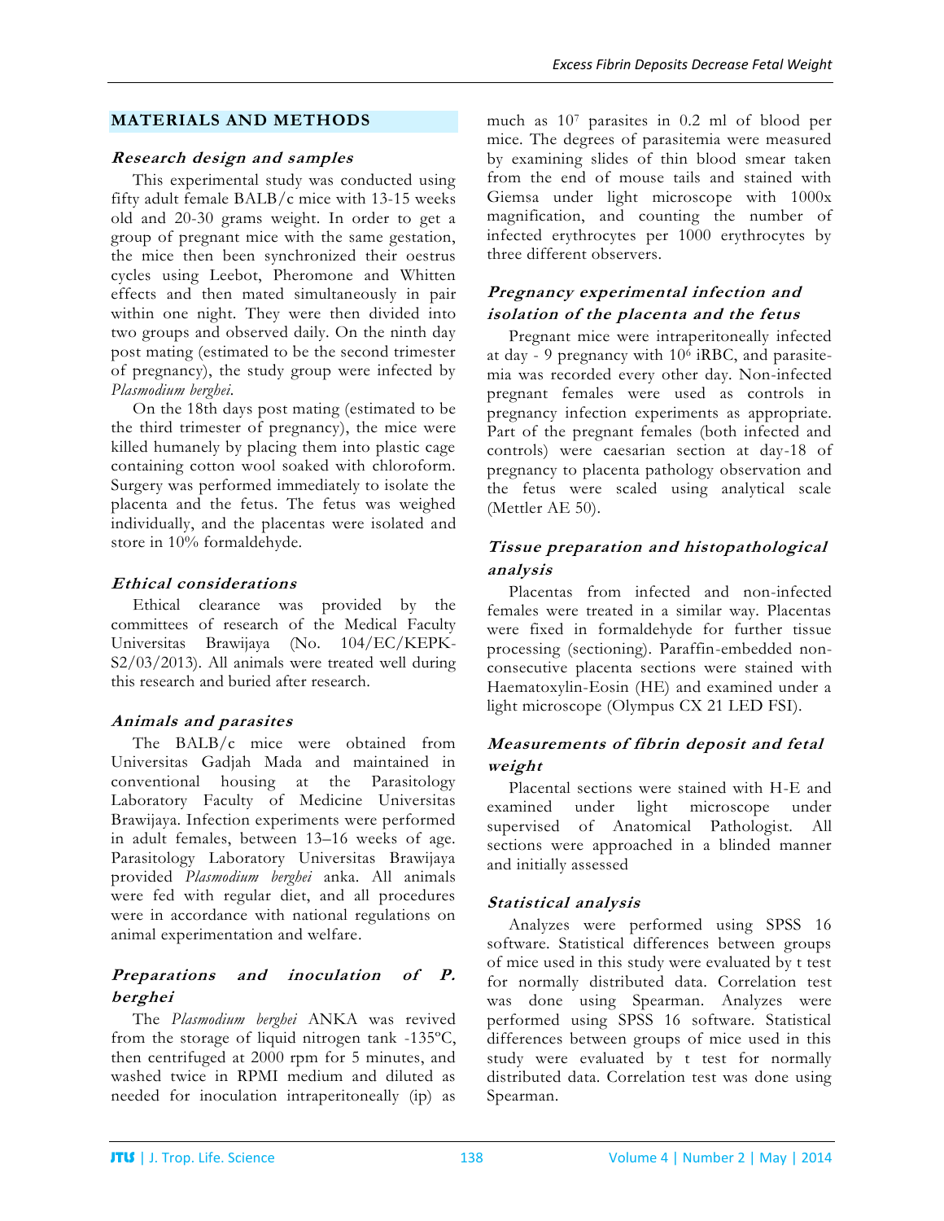## MATERIALS AND METHODS

### *Research design and samples*

This experimental study was conducted using fifty adult female BALB/c mice with 13-15 weeks old and 20-30 grams weight. In order to get a group of pregnant mice with the same gestation, the mice then been synchronized their oestrus cycles using Leebot, Pheromone and Whitten effects and then mated simultaneously in pair within one night. They were then divided into two groups and observed daily. On the ninth day post mating (estimated to be the second trimester of pregnancy), the study group were infected by *Plasmodium berghei*.

On the 18th days post mating (estimated to be the third trimester of pregnancy), the mice were killed humanely by placing them into plastic cage containing cotton wool soaked with chloroform. Surgery was performed immediately to isolate the placenta and the fetus. The fetus was weighed individually, and the placentas were isolated and store in 10% formaldehyde.

### *Ethical considerations*

Ethical clearance was provided by the committees of research of the Medical Faculty Universitas Brawijaya (No. 104/EC/KEPK-S2/03/2013). All animals were treated well during this research and buried after research.

### *Animals and parasites*

The BALB/c mice were obtained from Universitas Gadjah Mada and maintained in conventional housing at the Parasitology Laboratory Faculty of Medicine Universitas Brawijaya. Infection experiments were performed in adult females, between 13–16 weeks of age. Parasitology Laboratory Universitas Brawijaya provided *Plasmodium berghei* anka. All animals were fed with regular diet, and all procedures were in accordance with national regulations on animal experimentation and welfare.

### *Preparations and inoculation of P. berghei*

The *Plasmodium berghei* ANKA was revived from the storage of liquid nitrogen tank -135ºC, then centrifuged at 2000 rpm for 5 minutes, and washed twice in RPMI medium and diluted as needed for inoculation intraperitoneally (ip) as much as $10^7$ parasites in 0.2 ml of blood per mice. The degrees of parasitemia were measured by examining slides of thin blood smear taken from the end of mouse tails and stained with Giemsa under light microscope with 1000x magnification, and counting the number of infected erythrocytes per 1000 erythrocytes by three different observers.

### *Pregnancy experimental infection and isolation of the placenta and the fetus*

Pregnant mice were intraperitoneally infected at day - 9 pregnancy with $10^6$ iRBC, and parasitemia was recorded every other day. Non-infected pregnant females were used as controls in pregnancy infection experiments as appropriate. Part of the pregnant females (both infected and controls) were caesarian section at day-18 of pregnancy to placenta pathology observation and the fetus were scaled using analytical scale (Mettler AE 50).

### *Tissue preparation and histopathological analysis*

Placentas from infected and non-infected females were treated in a similar way. Placentas were fixed in formaldehyde for further tissue processing (sectioning). Paraffin-embedded non-consecutive placenta sections were stained with Haematoxylin-Eosin (HE) and examined under a light microscope (Olympus CX 21 LED FSI).

### *Measurements of fibrin deposit and fetal weight*

Placental sections were stained with H-E and examined under light microscope under supervised of Anatomical Pathologist. All sections were approached in a blinded manner and initially assessed

### *Statistical analysis*

Analyzes were performed using SPSS 16 software. Statistical differences between groups of mice used in this study were evaluated by t test for normally distributed data. Correlation test was done using Spearman. Analyzes were performed using SPSS 16 software. Statistical differences between groups of mice used in this study were evaluated by t test for normally distributed data. Correlation test was done using Spearman.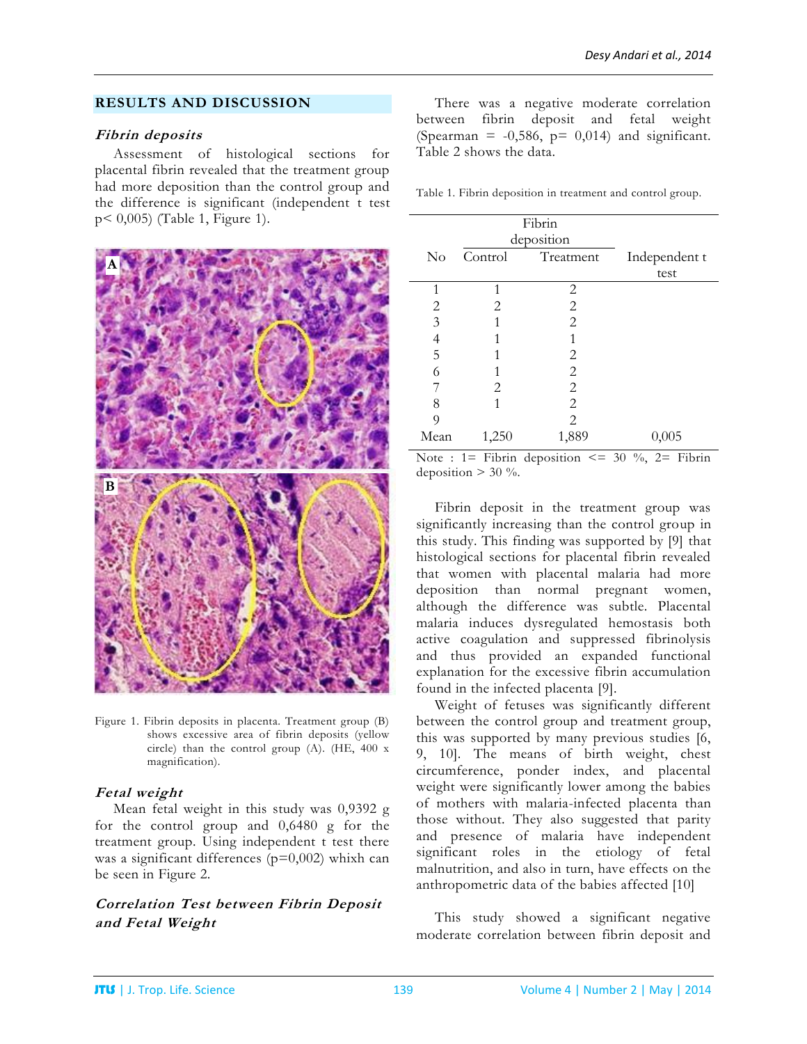## RESULTS AND DISCUSSION

### *Fibrin deposits*

Assessment of histological sections for placental fibrin revealed that the treatment group had more deposition than the control group and the difference is significant (independent t test p< 0,005) (Table 1, Figure 1).

Figure 1. Fibrin deposits in placenta. Treatment group (B) shows excessive area of fibrin deposits (yellow circle) than the control group (A). (HE, 400 x magnification).

### *Fetal weight*

Mean fetal weight in this study was 0,9392 g for the control group and 0,6480 g for the treatment group. Using independent t test there was a significant differences (p=0,002) whixh can be seen in Figure 2.

### *Correlation Test between Fibrin Deposit and Fetal Weight*

There was a negative moderate correlation between fibrin deposit and fetal weight (Spearman = -0,586, p= 0,014) and significant. Table 2 shows the data.

Table 1. Fibrin deposition in treatment and control group.

| No | Fibrin deposition | | Independent t test |
|---|---|---|---|
| | Control | Treatment | |
| 1 | 1 | 2 | |
| 2 | 2 | 2 | |
| 3 | 1 | 2 | |
| 4 | 1 | 1 | |
| 5 | 1 | 2 | |
| 6 | 1 | 2 | |
| 7 | 2 | 2 | |
| 8 | 1 | 2 | |
| 9 | | 2 | |
| Mean | 1,250 | 1,889 | 0,005 |

Note : 1= Fibrin deposition <= 30 %, 2= Fibrin deposition > 30 %.

Fibrin deposit in the treatment group was significantly increasing than the control group in this study. This finding was supported by [9] that histological sections for placental fibrin revealed that women with placental malaria had more deposition than normal pregnant women, although the difference was subtle. Placental malaria induces dysregulated hemostasis both active coagulation and suppressed fibrinolysis and thus provided an expanded functional explanation for the excessive fibrin accumulation found in the infected placenta [9].

Weight of fetuses was significantly different between the control group and treatment group, this was supported by many previous studies [6, 9, 10]. The means of birth weight, chest circumference, ponder index, and placental weight were significantly lower among the babies of mothers with malaria-infected placenta than those without. They also suggested that parity and presence of malaria have independent significant roles in the etiology of fetal malnutrition, and also in turn, have effects on the anthropometric data of the babies affected [10]

This study showed a significant negative moderate correlation between fibrin deposit and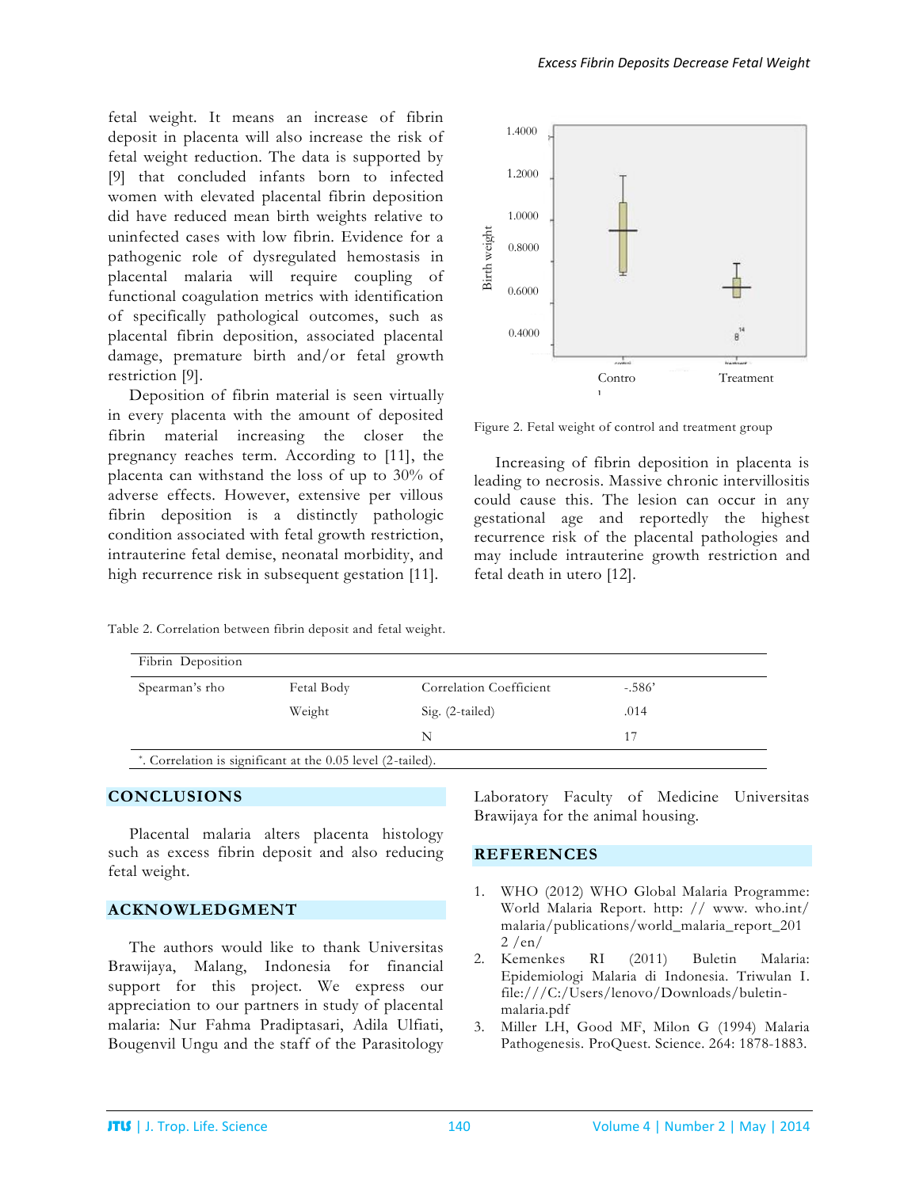fetal weight. It means an increase of fibrin deposit in placenta will also increase the risk of fetal weight reduction. The data is supported by [9] that concluded infants born to infected women with elevated placental fibrin deposition did have reduced mean birth weights relative to uninfected cases with low fibrin. Evidence for a pathogenic role of dysregulated hemostasis in placental malaria will require coupling of functional coagulation metrics with identification of specifically pathological outcomes, such as placental fibrin deposition, associated placental damage, premature birth and/or fetal growth restriction [9].

Deposition of fibrin material is seen virtually in every placenta with the amount of deposited fibrin material increasing the closer the pregnancy reaches term. According to [11], the placenta can withstand the loss of up to 30% of adverse effects. However, extensive per villous fibrin deposition is a distinctly pathologic condition associated with fetal growth restriction, intrauterine fetal demise, neonatal morbidity, and high recurrence risk in subsequent gestation [11].

Figure 2. Fetal weight of control and treatment group

Increasing of fibrin deposition in placenta is leading to necrosis. Massive chronic intervillositis could cause this. The lesion can occur in any gestational age and reportedly the highest recurrence risk of the placental pathologies and may include intrauterine growth restriction and fetal death in utero [12].

Table 2. Correlation between fibrin deposit and fetal weight.

| | | | Fibrin Deposition |
|---|---|---|---|
| Spearman's rho | Fetal Body Weight | Correlation Coefficient | -.586* |
| | | Sig. (2-tailed) | .014 |
| | | N | 17 |

*. Correlation is significant at the 0.05 level (2-tailed).

## CONCLUSIONS

Placental malaria alters placenta histology such as excess fibrin deposit and also reducing fetal weight.

## ACKNOWLEDGMENT

The authors would like to thank Universitas Brawijaya, Malang, Indonesia for financial support for this project. We express our appreciation to our partners in study of placental malaria: Nur Fahma Pradiptasari, Adila Ulfiati, Bougenvil Ungu and the staff of the Parasitology Laboratory Faculty of Medicine Universitas Brawijaya for the animal housing.

## REFERENCES

1. WHO (2012) WHO Global Malaria Programme: World Malaria Report. http: // www. who.int/ malaria/publications/world_malaria_report_2012 /en/
2. Kemenkes RI (2011) Buletin Malaria: Epidemiologi Malaria di Indonesia. Triwulan I. file:///C:/Users/lenovo/Downloads/buletin-malaria.pdf
3. Miller LH, Good MF, Milon G (1994) Malaria Pathogenesis. ProQuest. Science. 264: 1878-1883.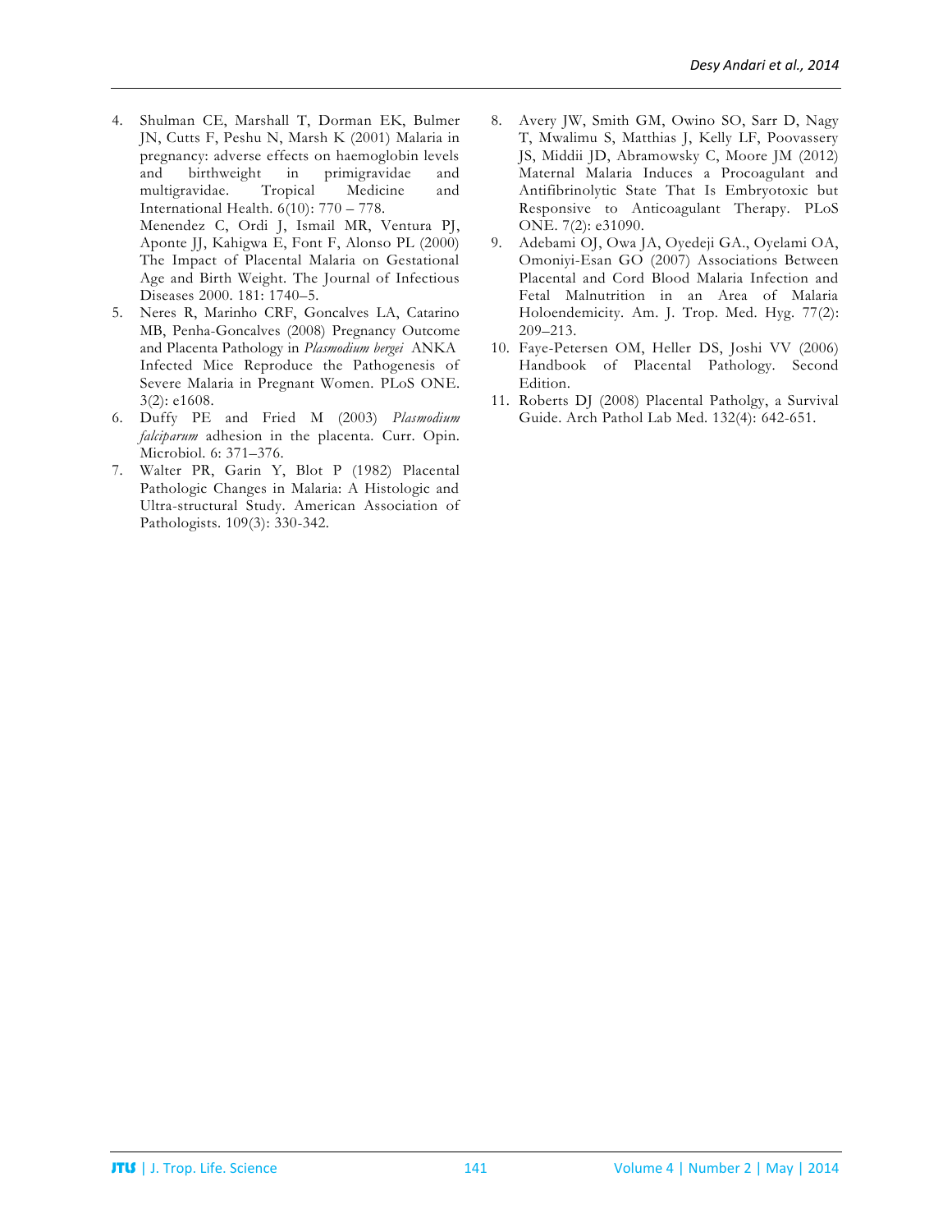4. Shulman CE, Marshall T, Dorman EK, Bulmer JN, Cutts F, Peshu N, Marsh K (2001) Malaria in pregnancy: adverse effects on haemoglobin levels and birthweight in primigravidae and multigravidae. Tropical Medicine and International Health. 6(10): 770 – 778.
   Menendez C, Ordi J, Ismail MR, Ventura PJ, Aponte JJ, Kahigwa E, Font F, Alonso PL (2000) The Impact of Placental Malaria on Gestational Age and Birth Weight. The Journal of Infectious Diseases 2000. 181: 1740–5.
5. Neres R, Marinho CRF, Goncalves LA, Catarino MB, Penha-Goncalves (2008) Pregnancy Outcome and Placenta Pathology in *Plasmodium bergei* ANKA Infected Mice Reproduce the Pathogenesis of Severe Malaria in Pregnant Women. PLoS ONE. 3(2): e1608.
6. Duffy PE and Fried M (2003) *Plasmodium falciparum* adhesion in the placenta. Curr. Opin. Microbiol. 6: 371–376.
7. Walter PR, Garin Y, Blot P (1982) Placental Pathologic Changes in Malaria: A Histologic and Ultra-structural Study. American Association of Pathologists. 109(3): 330-342.
8. Avery JW, Smith GM, Owino SO, Sarr D, Nagy T, Mwalimu S, Matthias J, Kelly LF, Poovassery JS, Middii JD, Abramowsky C, Moore JM (2012) Maternal Malaria Induces a Procoagulant and Antifibrinolytic State That Is Embryotoxic but Responsive to Anticoagulant Therapy. PLoS ONE. 7(2): e31090.
9. Adebami OJ, Owa JA, Oyedeji GA., Oyelami OA, Omoniyi-Esan GO (2007) Associations Between Placental and Cord Blood Malaria Infection and Fetal Malnutrition in an Area of Malaria Holoendemicity. Am. J. Trop. Med. Hyg. 77(2): 209–213.
10. Faye-Petersen OM, Heller DS, Joshi VV (2006) Handbook of Placental Pathology. Second Edition.
11. Roberts DJ (2008) Placental Patholgy, a Survival Guide. Arch Pathol Lab Med. 132(4): 642-651.